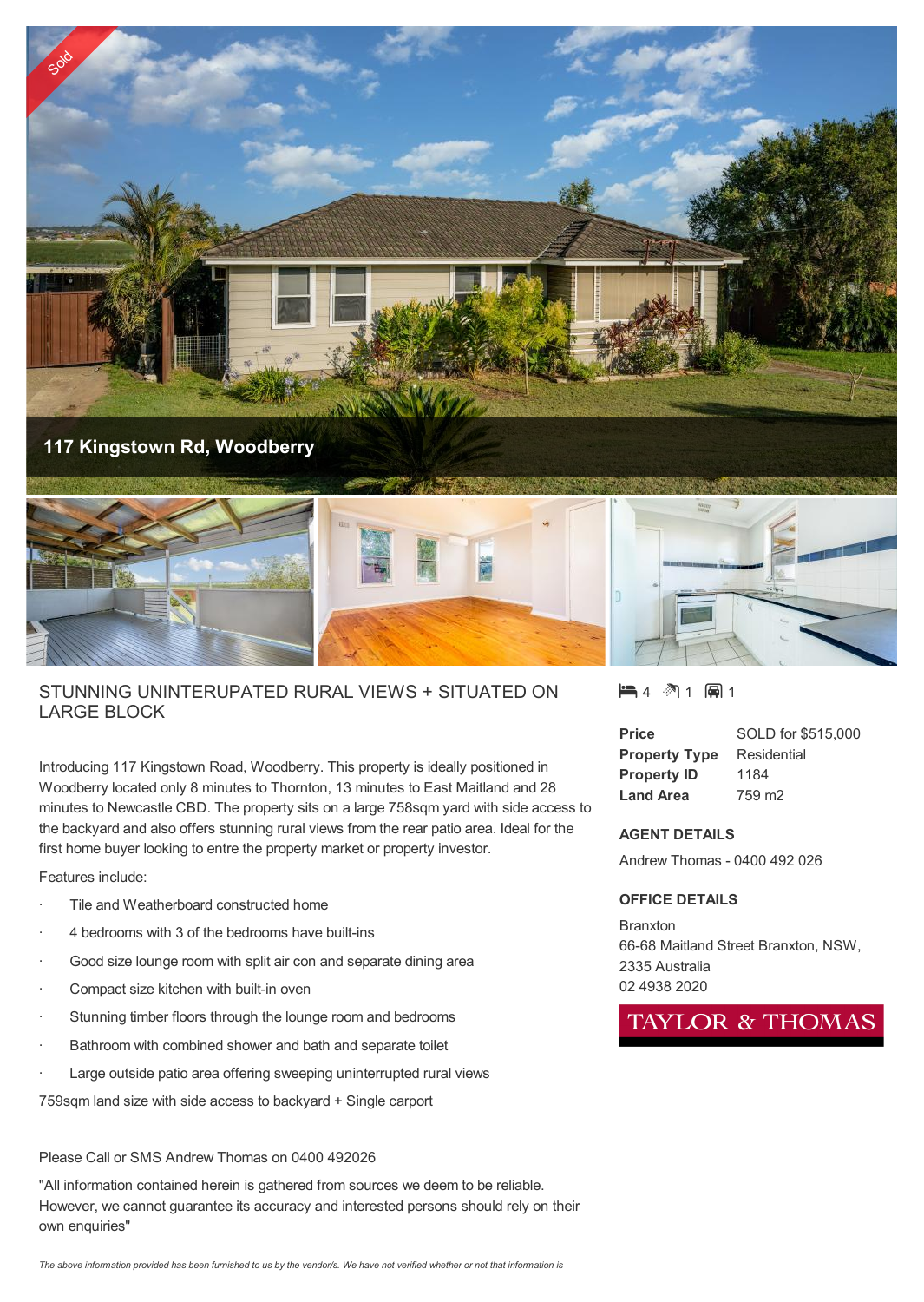Sold

# 117 Kingstown Rd, Woodberry

## STUNNING UNINTERUPATED RURAL VIEWS + SITUATED ON LARGE BLOCK

4 1 1

| | |
|---|---|
| **Price** | SOLD for $515,000 |
| **Property Type** | Residential |
| **Property ID** | 1184 |
| **Land Area** | 759 m2 |

Introducing 117 Kingstown Road, Woodberry. This property is ideally positioned in Woodberry located only 8 minutes to Thornton, 13 minutes to East Maitland and 28 minutes to Newcastle CBD. The property sits on a large 758sqm yard with side access to the backyard and also offers stunning rural views from the rear patio area. Ideal for the first home buyer looking to entre the property market or property investor.

Features include:

- Tile and Weatherboard constructed home
- 4 bedrooms with 3 of the bedrooms have built-ins
- Good size lounge room with split air con and separate dining area
- Compact size kitchen with built-in oven
- Stunning timber floors through the lounge room and bedrooms
- Bathroom with combined shower and bath and separate toilet
- Large outside patio area offering sweeping uninterrupted rural views

759sqm land size with side access to backyard + Single carport

Please Call or SMS Andrew Thomas on 0400 492026

"All information contained herein is gathered from sources we deem to be reliable. However, we cannot guarantee its accuracy and interested persons should rely on their own enquiries"

### AGENT DETAILS

Andrew Thomas - 0400 492 026

### OFFICE DETAILS

Branxton
66-68 Maitland Street Branxton, NSW, 2335 Australia
02 4938 2020

TAYLOR & THOMAS

*The above information provided has been furnished to us by the vendor/s. We have not verified whether or not that information is*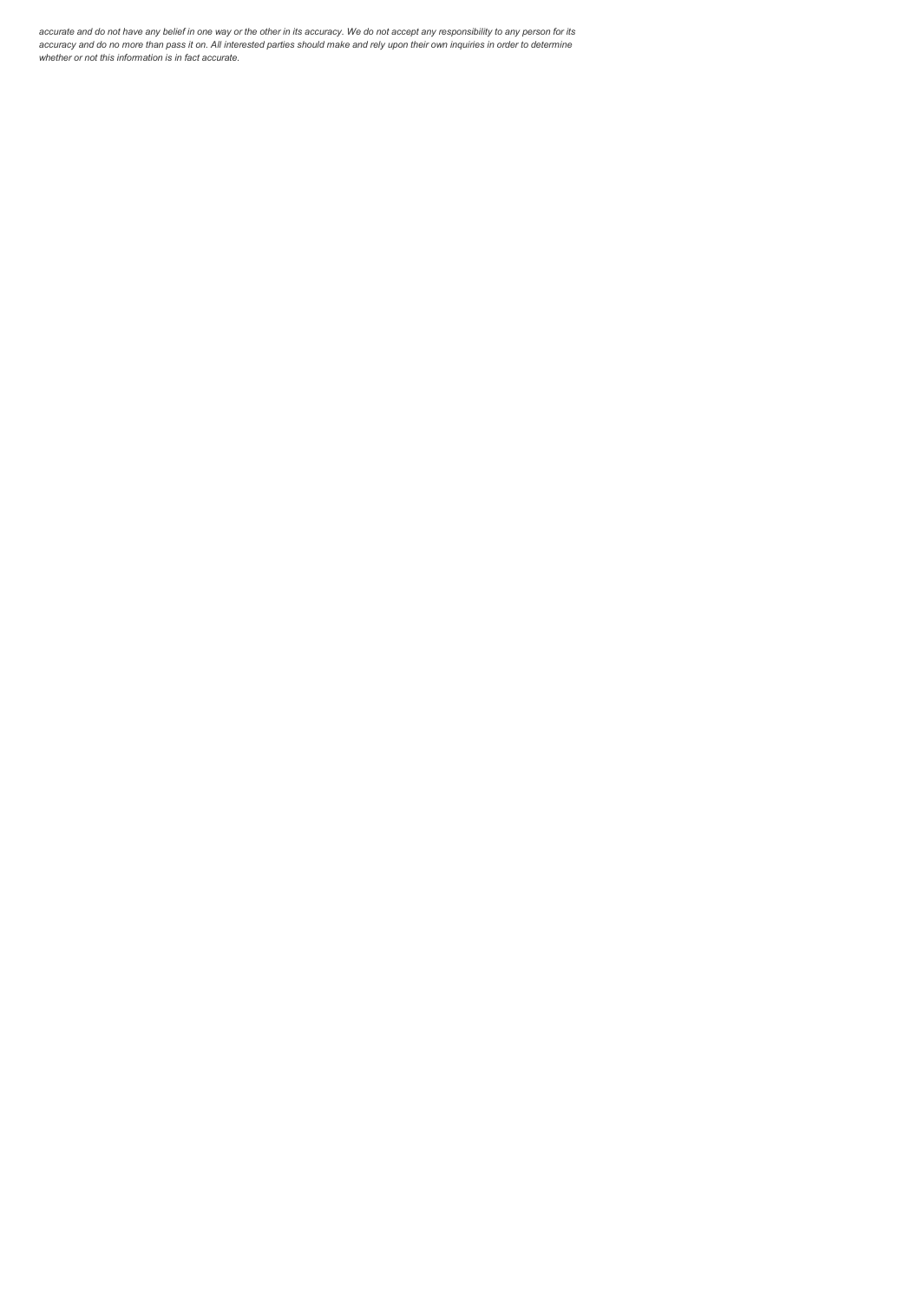*accurate and do not have any belief in one way or the other in its accuracy. We do not accept any responsibility to any person for its accuracy and do no more than pass it on. All interested parties should make and rely upon their own inquiries in order to determine whether or not this information is in fact accurate.*